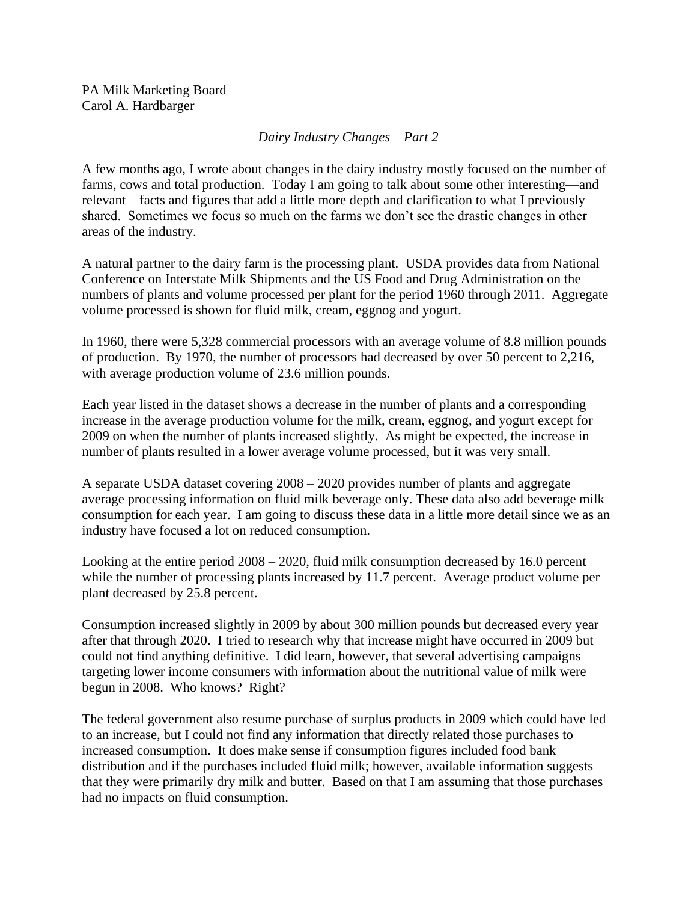PA Milk Marketing Board
Carol A. Hardbarger

*Dairy Industry Changes – Part 2*

A few months ago, I wrote about changes in the dairy industry mostly focused on the number of farms, cows and total production. Today I am going to talk about some other interesting—and relevant—facts and figures that add a little more depth and clarification to what I previously shared. Sometimes we focus so much on the farms we don't see the drastic changes in other areas of the industry.

A natural partner to the dairy farm is the processing plant. USDA provides data from National Conference on Interstate Milk Shipments and the US Food and Drug Administration on the numbers of plants and volume processed per plant for the period 1960 through 2011. Aggregate volume processed is shown for fluid milk, cream, eggnog and yogurt.

In 1960, there were 5,328 commercial processors with an average volume of 8.8 million pounds of production. By 1970, the number of processors had decreased by over 50 percent to 2,216, with average production volume of 23.6 million pounds.

Each year listed in the dataset shows a decrease in the number of plants and a corresponding increase in the average production volume for the milk, cream, eggnog, and yogurt except for 2009 on when the number of plants increased slightly. As might be expected, the increase in number of plants resulted in a lower average volume processed, but it was very small.

A separate USDA dataset covering 2008 – 2020 provides number of plants and aggregate average processing information on fluid milk beverage only. These data also add beverage milk consumption for each year. I am going to discuss these data in a little more detail since we as an industry have focused a lot on reduced consumption.

Looking at the entire period 2008 – 2020, fluid milk consumption decreased by 16.0 percent while the number of processing plants increased by 11.7 percent. Average product volume per plant decreased by 25.8 percent.

Consumption increased slightly in 2009 by about 300 million pounds but decreased every year after that through 2020. I tried to research why that increase might have occurred in 2009 but could not find anything definitive. I did learn, however, that several advertising campaigns targeting lower income consumers with information about the nutritional value of milk were begun in 2008. Who knows? Right?

The federal government also resume purchase of surplus products in 2009 which could have led to an increase, but I could not find any information that directly related those purchases to increased consumption. It does make sense if consumption figures included food bank distribution and if the purchases included fluid milk; however, available information suggests that they were primarily dry milk and butter. Based on that I am assuming that those purchases had no impacts on fluid consumption.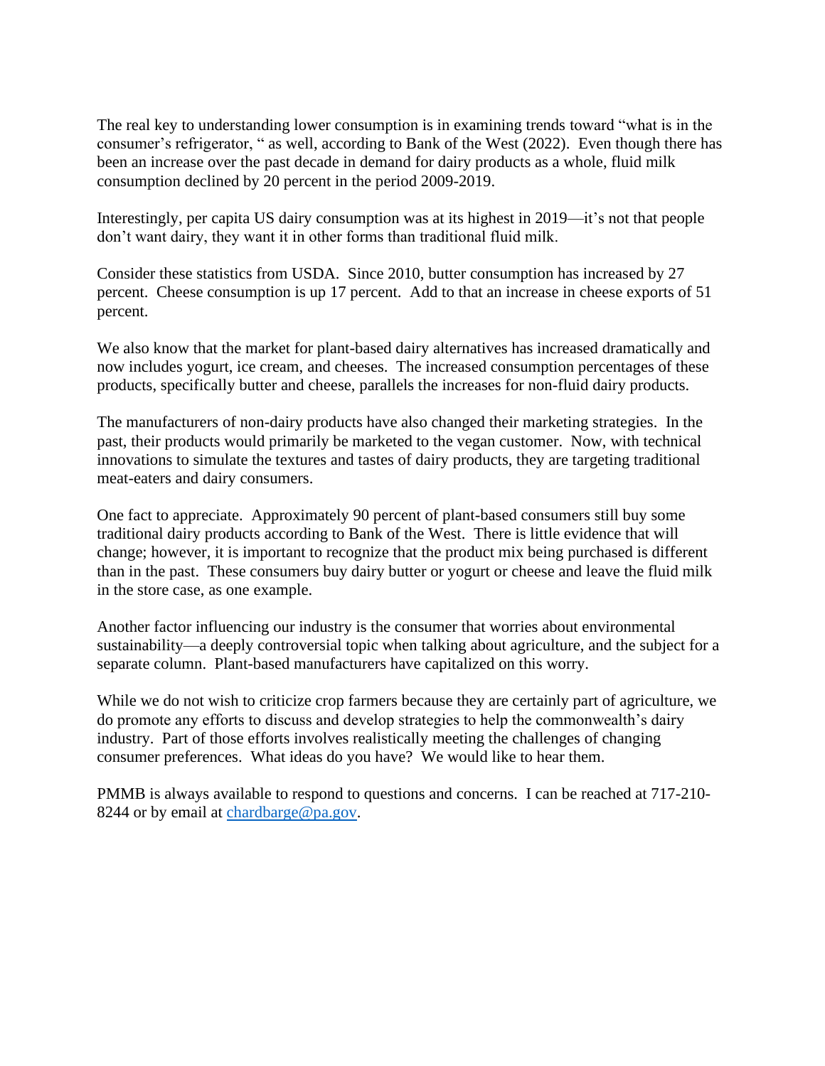The real key to understanding lower consumption is in examining trends toward "what is in the consumer's refrigerator, " as well, according to Bank of the West (2022). Even though there has been an increase over the past decade in demand for dairy products as a whole, fluid milk consumption declined by 20 percent in the period 2009-2019.

Interestingly, per capita US dairy consumption was at its highest in 2019—it's not that people don't want dairy, they want it in other forms than traditional fluid milk.

Consider these statistics from USDA. Since 2010, butter consumption has increased by 27 percent. Cheese consumption is up 17 percent. Add to that an increase in cheese exports of 51 percent.

We also know that the market for plant-based dairy alternatives has increased dramatically and now includes yogurt, ice cream, and cheeses. The increased consumption percentages of these products, specifically butter and cheese, parallels the increases for non-fluid dairy products.

The manufacturers of non-dairy products have also changed their marketing strategies. In the past, their products would primarily be marketed to the vegan customer. Now, with technical innovations to simulate the textures and tastes of dairy products, they are targeting traditional meat-eaters and dairy consumers.

One fact to appreciate. Approximately 90 percent of plant-based consumers still buy some traditional dairy products according to Bank of the West. There is little evidence that will change; however, it is important to recognize that the product mix being purchased is different than in the past. These consumers buy dairy butter or yogurt or cheese and leave the fluid milk in the store case, as one example.

Another factor influencing our industry is the consumer that worries about environmental sustainability—a deeply controversial topic when talking about agriculture, and the subject for a separate column. Plant-based manufacturers have capitalized on this worry.

While we do not wish to criticize crop farmers because they are certainly part of agriculture, we do promote any efforts to discuss and develop strategies to help the commonwealth's dairy industry. Part of those efforts involves realistically meeting the challenges of changing consumer preferences. What ideas do you have? We would like to hear them.

PMMB is always available to respond to questions and concerns. I can be reached at 717-210-8244 or by email at [chardbarge@pa.gov](mailto:chardbarge@pa.gov).